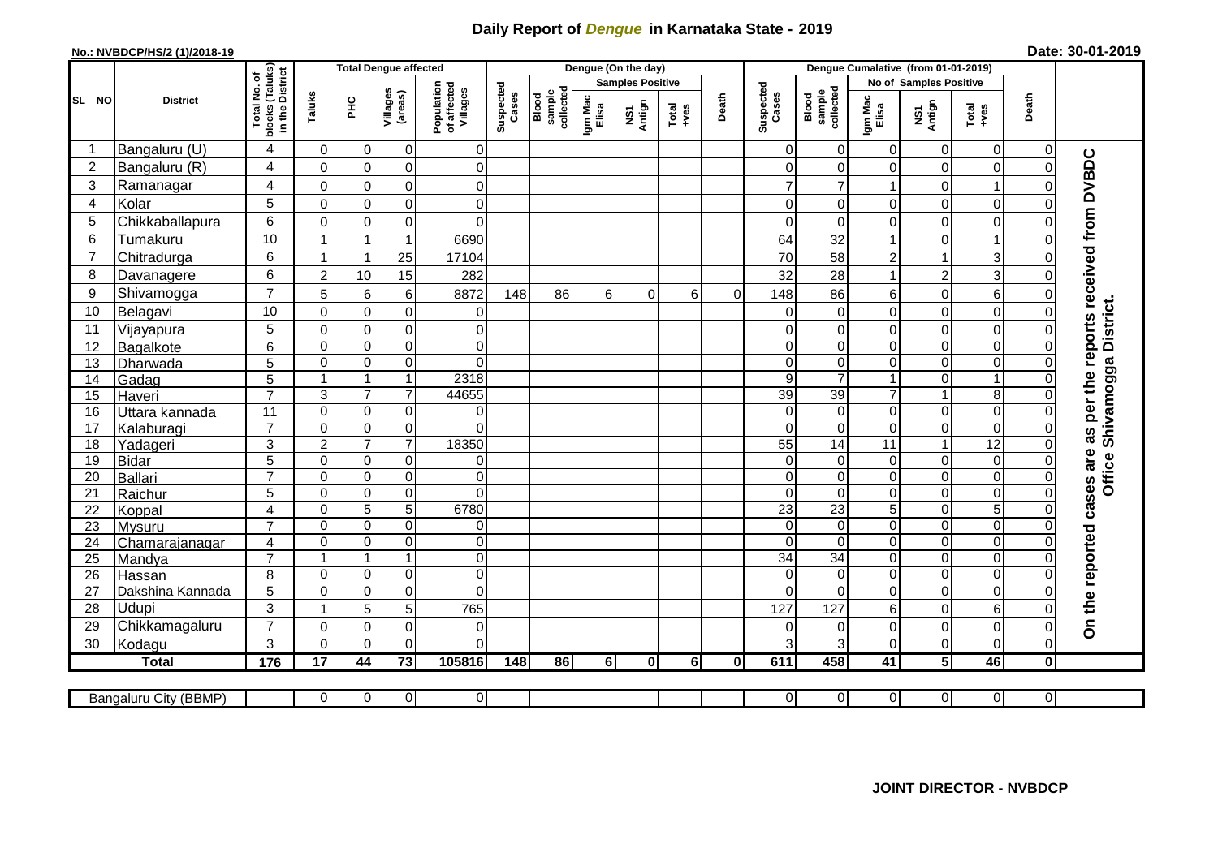# Daily Report of *Dengue* in Karnataka State - 2019

**No.: NVBDCP/HS/2 (1)/2018-19**

**Date: 30-01-2019**

| SL NO | District | Total No. of blocks (Taluks) in the District | Total Dengue affected | | | | Dengue (On the day) | | | | | | | Dengue Cumalative (from 01-01-2019) | | | | | | | |
|---|---|---|---|---|---|---|---|---|---|---|---|---|---|---|---|---|---|---|---|---|
| | | | Taluks | PHC | Villages (areas) | Population of affected Villages | Suspected Cases | Blood sample collected | Samples Positive | | | Death | Suspected Cases | Blood sample collected | No of Samples Positive | | | Death | |
| | | | | | | | | | Igm Mac Elisa | NS1 Antign | Total +ves | | | | Igm Mac Elisa | NS1 Antign | Total +ves | | |
| 1 | Bangaluru (U) | 4 | 0 | 0 | 0 | 0 | | | | | | | 0 | 0 | 0 | 0 | 0 | 0 | On the reported cases are as per the reports received from DVBDC Office Shivamogga District. |
| 2 | Bangaluru (R) | 4 | 0 | 0 | 0 | 0 | | | | | | | 0 | 0 | 0 | 0 | 0 | 0 | |
| 3 | Ramanagar | 4 | 0 | 0 | 0 | 0 | | | | | | | 7 | 7 | 1 | 0 | 1 | 0 | |
| 4 | Kolar | 5 | 0 | 0 | 0 | 0 | | | | | | | 0 | 0 | 0 | 0 | 0 | 0 | |
| 5 | Chikkaballapura | 6 | 0 | 0 | 0 | 0 | | | | | | | 0 | 0 | 0 | 0 | 0 | 0 | |
| 6 | Tumakuru | 10 | 1 | 1 | 1 | 6690 | | | | | | | 64 | 32 | 1 | 0 | 1 | 0 | |
| 7 | Chitradurga | 6 | 1 | 1 | 25 | 17104 | | | | | | | 70 | 58 | 2 | 1 | 3 | 0 | |
| 8 | Davanagere | 6 | 2 | 10 | 15 | 282 | | | | | | | 32 | 28 | 1 | 2 | 3 | 0 | |
| 9 | Shivamogga | 7 | 5 | 6 | 6 | 8872 | 148 | 86 | 6 | 0 | 6 | 0 | 148 | 86 | 6 | 0 | 6 | 0 | |
| 10 | Belagavi | 10 | 0 | 0 | 0 | 0 | | | | | | | 0 | 0 | 0 | 0 | 0 | 0 | |
| 11 | Vijayapura | 5 | 0 | 0 | 0 | 0 | | | | | | | 0 | 0 | 0 | 0 | 0 | 0 | |
| 12 | Bagalkote | 6 | 0 | 0 | 0 | 0 | | | | | | | 0 | 0 | 0 | 0 | 0 | 0 | |
| 13 | Dharwada | 5 | 0 | 0 | 0 | 0 | | | | | | | 0 | 0 | 0 | 0 | 0 | 0 | |
| 14 | Gadag | 5 | 1 | 1 | 1 | 2318 | | | | | | | 9 | 7 | 1 | 0 | 1 | 0 | |
| 15 | Haveri | 7 | 3 | 7 | 7 | 44655 | | | | | | | 39 | 39 | 7 | 1 | 8 | 0 | |
| 16 | Uttara kannada | 11 | 0 | 0 | 0 | 0 | | | | | | | 0 | 0 | 0 | 0 | 0 | 0 | |
| 17 | Kalaburagi | 7 | 0 | 0 | 0 | 0 | | | | | | | 0 | 0 | 0 | 0 | 0 | 0 | |
| 18 | Yadageri | 3 | 2 | 7 | 7 | 18350 | | | | | | | 55 | 14 | 11 | 1 | 12 | 0 | |
| 19 | Bidar | 5 | 0 | 0 | 0 | 0 | | | | | | | 0 | 0 | 0 | 0 | 0 | 0 | |
| 20 | Ballari | 7 | 0 | 0 | 0 | 0 | | | | | | | 0 | 0 | 0 | 0 | 0 | 0 | |
| 21 | Raichur | 5 | 0 | 0 | 0 | 0 | | | | | | | 0 | 0 | 0 | 0 | 0 | 0 | |
| 22 | Koppal | 4 | 0 | 5 | 5 | 6780 | | | | | | | 23 | 23 | 5 | 0 | 5 | 0 | |
| 23 | Mysuru | 7 | 0 | 0 | 0 | 0 | | | | | | | 0 | 0 | 0 | 0 | 0 | 0 | |
| 24 | Chamarajanagar | 4 | 0 | 0 | 0 | 0 | | | | | | | 0 | 0 | 0 | 0 | 0 | 0 | |
| 25 | Mandya | 7 | 1 | 1 | 1 | 0 | | | | | | | 34 | 34 | 0 | 0 | 0 | 0 | |
| 26 | Hassan | 8 | 0 | 0 | 0 | 0 | | | | | | | 0 | 0 | 0 | 0 | 0 | 0 | |
| 27 | Dakshina Kannada | 5 | 0 | 0 | 0 | 0 | | | | | | | 0 | 0 | 0 | 0 | 0 | 0 | |
| 28 | Udupi | 3 | 1 | 5 | 5 | 765 | | | | | | | 127 | 127 | 6 | 0 | 6 | 0 | |
| 29 | Chikkamagaluru | 7 | 0 | 0 | 0 | 0 | | | | | | | 0 | 0 | 0 | 0 | 0 | 0 | |
| 30 | Kodagu | 3 | 0 | 0 | 0 | 0 | | | | | | | 3 | 3 | 0 | 0 | 0 | 0 | |
| | **Total** | **176** | **17** | **44** | **73** | **105816** | **148** | **86** | **6** | **0** | **6** | **0** | **611** | **458** | **41** | **5** | **46** | **0** | |

| Bangaluru City (BBMP) | | 0 | 0 | 0 | 0 | | | | | | | 0 | 0 | 0 | 0 | 0 | 0 |
|---|---|---|---|---|---|---|---|---|---|---|---|---|---|---|---|---|---|

**JOINT DIRECTOR - NVBDCP**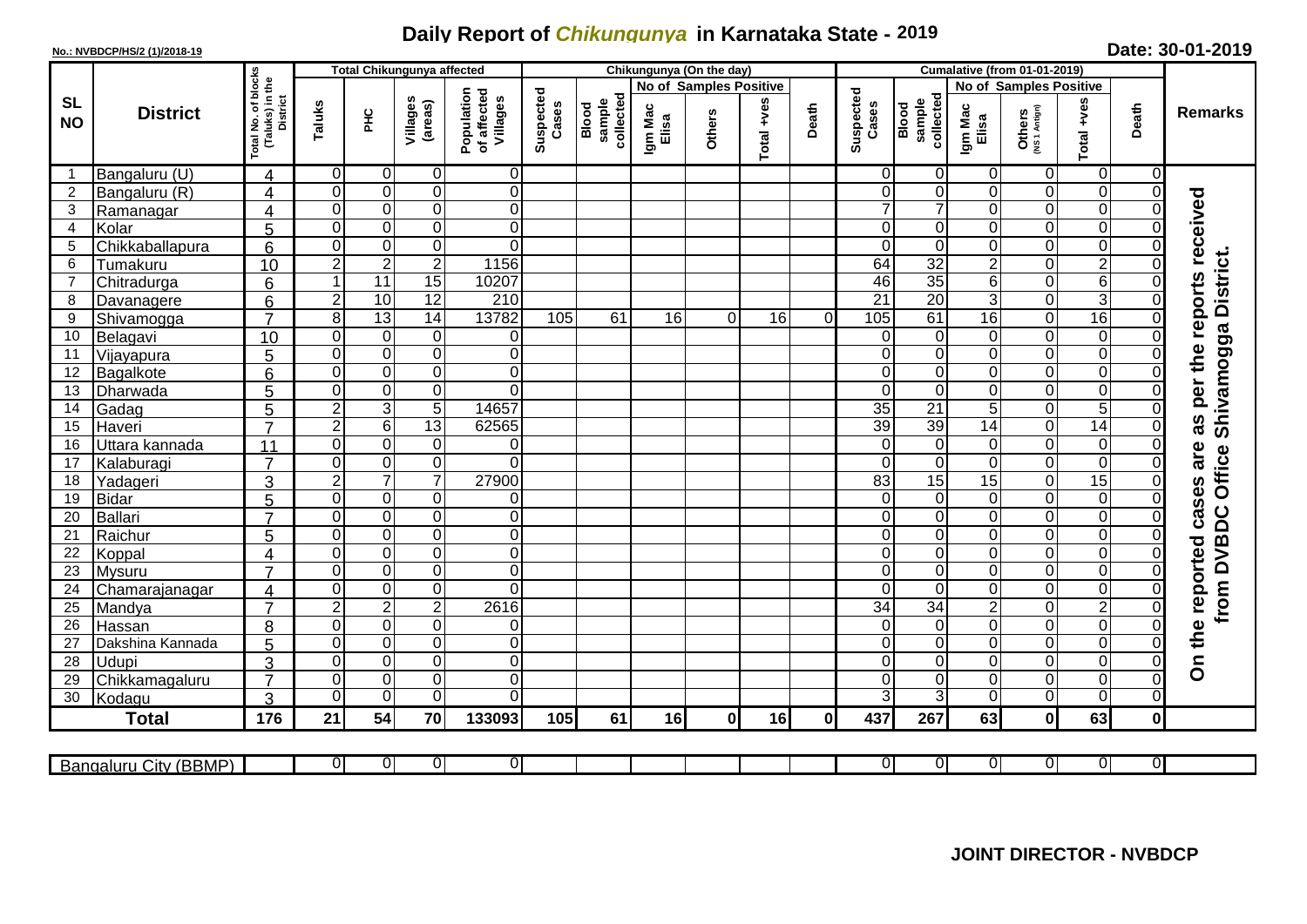# Daily Report of *Chikungunya* in Karnataka State - 2019

**No.: NVBDCP/HS/2 (1)/2018-19**

**Date: 30-01-2019**

| SL NO | District | Total No. of blocks (Taluks) in the District | Total Chikungunya affected | | | | Chikungunya (On the day) | | | | | | Cumalative (from 01-01-2019) | | | | | | Remarks |
|---|---|---|---|---|---|---|---|---|---|---|---|---|---|---|---|---|---|---|---|
| | | | Taluks | PHC | Villages (areas) | Population of affected Villages | Suspected Cases | Blood sample collected | No of Samples Positive | | | Death | Suspected Cases | Blood sample collected | No of Samples Positive | | | Death | |
| | | | | | | | | | Igm Mac Elisa | Others | Total +ves | | | | Igm Mac Elisa | Others (NS1 Antign) | Total +ves | | |
| 1 | Bangaluru (U) | 4 | 0 | 0 | 0 | 0 | | | | | | | 0 | 0 | 0 | 0 | 0 | 0 | On the reported cases are as per the reports received from DVBDC Office Shivamogga District. |
| 2 | Bangaluru (R) | 4 | 0 | 0 | 0 | 0 | | | | | | | 0 | 0 | 0 | 0 | 0 | 0 | |
| 3 | Ramanagar | 4 | 0 | 0 | 0 | 0 | | | | | | | 7 | 7 | 0 | 0 | 0 | 0 | |
| 4 | Kolar | 5 | 0 | 0 | 0 | 0 | | | | | | | 0 | 0 | 0 | 0 | 0 | 0 | |
| 5 | Chikkaballapura | 6 | 0 | 0 | 0 | 0 | | | | | | | 0 | 0 | 0 | 0 | 0 | 0 | |
| 6 | Tumakuru | 10 | 2 | 2 | 2 | 1156 | | | | | | | 64 | 32 | 2 | 0 | 2 | 0 | |
| 7 | Chitradurga | 6 | 1 | 11 | 15 | 10207 | | | | | | | 46 | 35 | 6 | 0 | 6 | 0 | |
| 8 | Davanagere | 6 | 2 | 10 | 12 | 210 | | | | | | | 21 | 20 | 3 | 0 | 3 | 0 | |
| 9 | Shivamogga | 7 | 8 | 13 | 14 | 13782 | 105 | 61 | 16 | 0 | 16 | 0 | 105 | 61 | 16 | 0 | 16 | 0 | |
| 10 | Belagavi | 10 | 0 | 0 | 0 | 0 | | | | | | | 0 | 0 | 0 | 0 | 0 | 0 | |
| 11 | Vijayapura | 5 | 0 | 0 | 0 | 0 | | | | | | | 0 | 0 | 0 | 0 | 0 | 0 | |
| 12 | Bagalkote | 6 | 0 | 0 | 0 | 0 | | | | | | | 0 | 0 | 0 | 0 | 0 | 0 | |
| 13 | Dharwada | 5 | 0 | 0 | 0 | 0 | | | | | | | 0 | 0 | 0 | 0 | 0 | 0 | |
| 14 | Gadag | 5 | 2 | 3 | 5 | 14657 | | | | | | | 35 | 21 | 5 | 0 | 5 | 0 | |
| 15 | Haveri | 7 | 2 | 6 | 13 | 62565 | | | | | | | 39 | 39 | 14 | 0 | 14 | 0 | |
| 16 | Uttara kannada | 11 | 0 | 0 | 0 | 0 | | | | | | | 0 | 0 | 0 | 0 | 0 | 0 | |
| 17 | Kalaburagi | 7 | 0 | 0 | 0 | 0 | | | | | | | 0 | 0 | 0 | 0 | 0 | 0 | |
| 18 | Yadageri | 3 | 2 | 7 | 7 | 27900 | | | | | | | 83 | 15 | 15 | 0 | 15 | 0 | |
| 19 | Bidar | 5 | 0 | 0 | 0 | 0 | | | | | | | 0 | 0 | 0 | 0 | 0 | 0 | |
| 20 | Ballari | 7 | 0 | 0 | 0 | 0 | | | | | | | 0 | 0 | 0 | 0 | 0 | 0 | |
| 21 | Raichur | 5 | 0 | 0 | 0 | 0 | | | | | | | 0 | 0 | 0 | 0 | 0 | 0 | |
| 22 | Koppal | 4 | 0 | 0 | 0 | 0 | | | | | | | 0 | 0 | 0 | 0 | 0 | 0 | |
| 23 | Mysuru | 7 | 0 | 0 | 0 | 0 | | | | | | | 0 | 0 | 0 | 0 | 0 | 0 | |
| 24 | Chamarajanagar | 4 | 0 | 0 | 0 | 0 | | | | | | | 0 | 0 | 0 | 0 | 0 | 0 | |
| 25 | Mandya | 7 | 2 | 2 | 2 | 2616 | | | | | | | 34 | 34 | 2 | 0 | 2 | 0 | |
| 26 | Hassan | 8 | 0 | 0 | 0 | 0 | | | | | | | 0 | 0 | 0 | 0 | 0 | 0 | |
| 27 | Dakshina Kannada | 5 | 0 | 0 | 0 | 0 | | | | | | | 0 | 0 | 0 | 0 | 0 | 0 | |
| 28 | Udupi | 3 | 0 | 0 | 0 | 0 | | | | | | | 0 | 0 | 0 | 0 | 0 | 0 | |
| 29 | Chikkamagaluru | 7 | 0 | 0 | 0 | 0 | | | | | | | 0 | 0 | 0 | 0 | 0 | 0 | |
| 30 | Kodagu | 3 | 0 | 0 | 0 | 0 | | | | | | | 3 | 3 | 0 | 0 | 0 | 0 | |
| | **Total** | **176** | **21** | **54** | **70** | **133093** | **105** | **61** | **16** | **0** | **16** | **0** | **437** | **267** | **63** | **0** | **63** | **0** | |

| | | | | | | | | | | | | | | | | | | |
|---|---|---|---|---|---|---|---|---|---|---|---|---|---|---|---|---|---|---|
| Bangaluru City (BBMP) | | 0 | 0 | 0 | 0 | | | | | | | 0 | 0 | 0 | 0 | 0 | 0 | |

**JOINT DIRECTOR - NVBDCP**